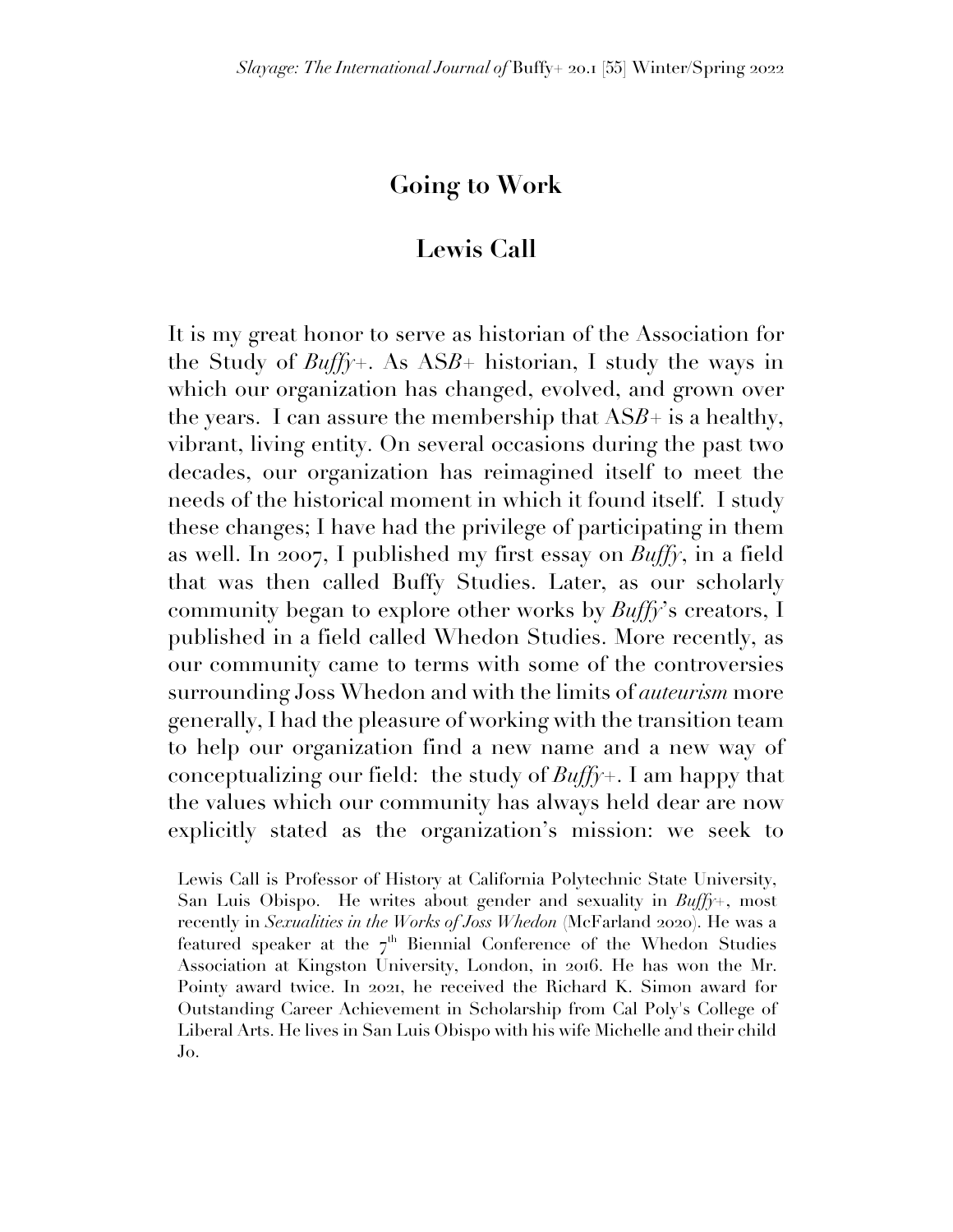# Going to Work

## Lewis Call

It is my great honor to serve as historian of the Association for the Study of *Buffy*+. As AS*B*+ historian, I study the ways in which our organization has changed, evolved, and grown over the years. I can assure the membership that AS*B*+ is a healthy, vibrant, living entity. On several occasions during the past two decades, our organization has reimagined itself to meet the needs of the historical moment in which it found itself. I study these changes; I have had the privilege of participating in them as well. In 2007, I published my first essay on *Buffy*, in a field that was then called Buffy Studies. Later, as our scholarly community began to explore other works by *Buffy*'s creators, I published in a field called Whedon Studies. More recently, as our community came to terms with some of the controversies surrounding Joss Whedon and with the limits of *auteurism* more generally, I had the pleasure of working with the transition team to help our organization find a new name and a new way of conceptualizing our field: the study of *Buffy*+. I am happy that the values which our community has always held dear are now explicitly stated as the organization's mission: we seek to

Lewis Call is Professor of History at California Polytechnic State University, San Luis Obispo. He writes about gender and sexuality in *Buffy*+, most recently in *Sexualities in the Works of Joss Whedon* (McFarland 2020). He was a featured speaker at the 7th Biennial Conference of the Whedon Studies Association at Kingston University, London, in 2016. He has won the Mr. Pointy award twice. In 2021, he received the Richard K. Simon award for Outstanding Career Achievement in Scholarship from Cal Poly's College of Liberal Arts. He lives in San Luis Obispo with his wife Michelle and their child Jo.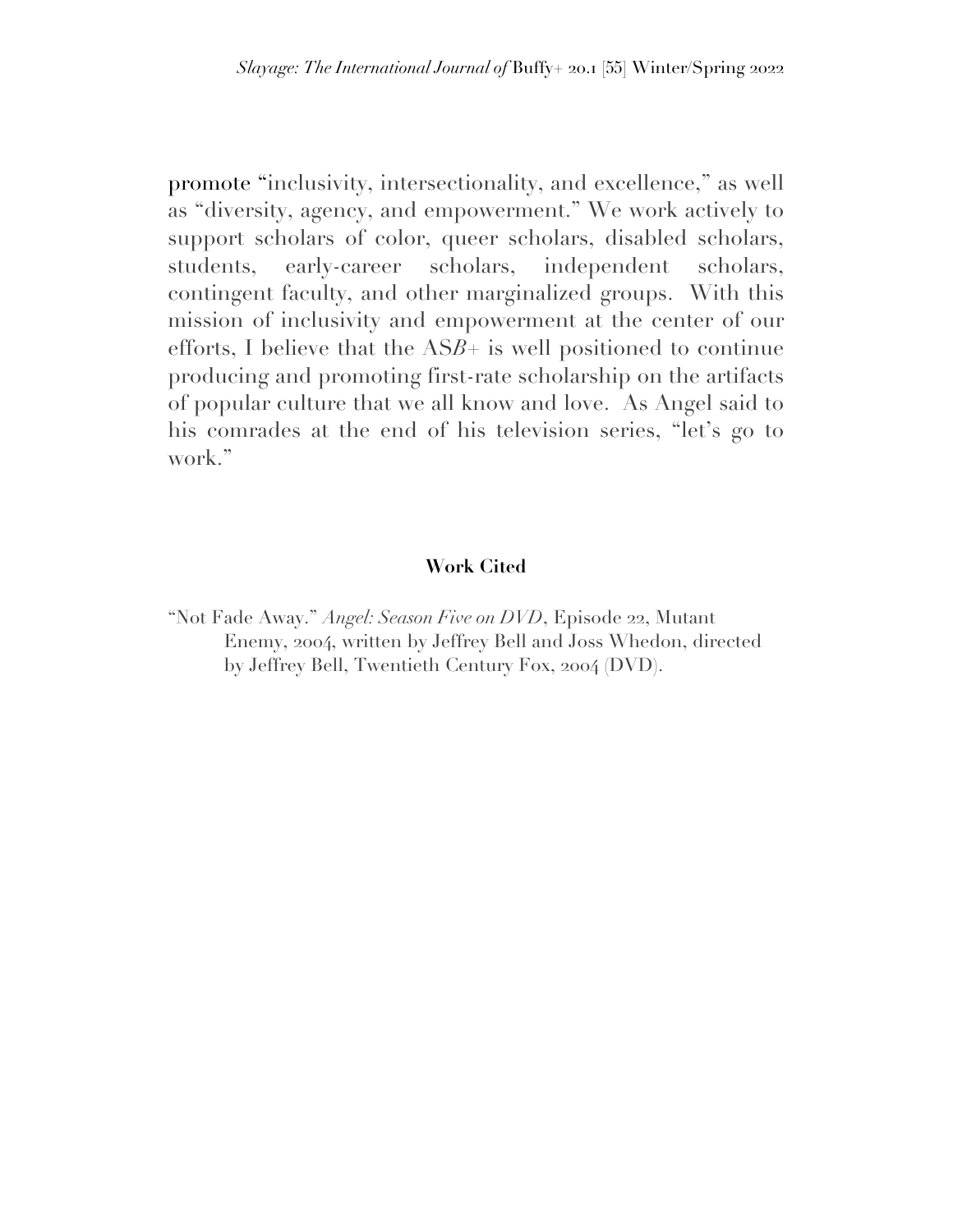promote "inclusivity, intersectionality, and excellence," as well as "diversity, agency, and empowerment." We work actively to support scholars of color, queer scholars, disabled scholars, students, early-career scholars, independent scholars, contingent faculty, and other marginalized groups. With this mission of inclusivity and empowerment at the center of our efforts, I believe that the AS*B*+ is well positioned to continue producing and promoting first-rate scholarship on the artifacts of popular culture that we all know and love. As Angel said to his comrades at the end of his television series, "let's go to work."

## Work Cited

"Not Fade Away." *Angel: Season Five on DVD*, Episode 22, Mutant Enemy, 2004, written by Jeffrey Bell and Joss Whedon, directed by Jeffrey Bell, Twentieth Century Fox, 2004 (DVD).